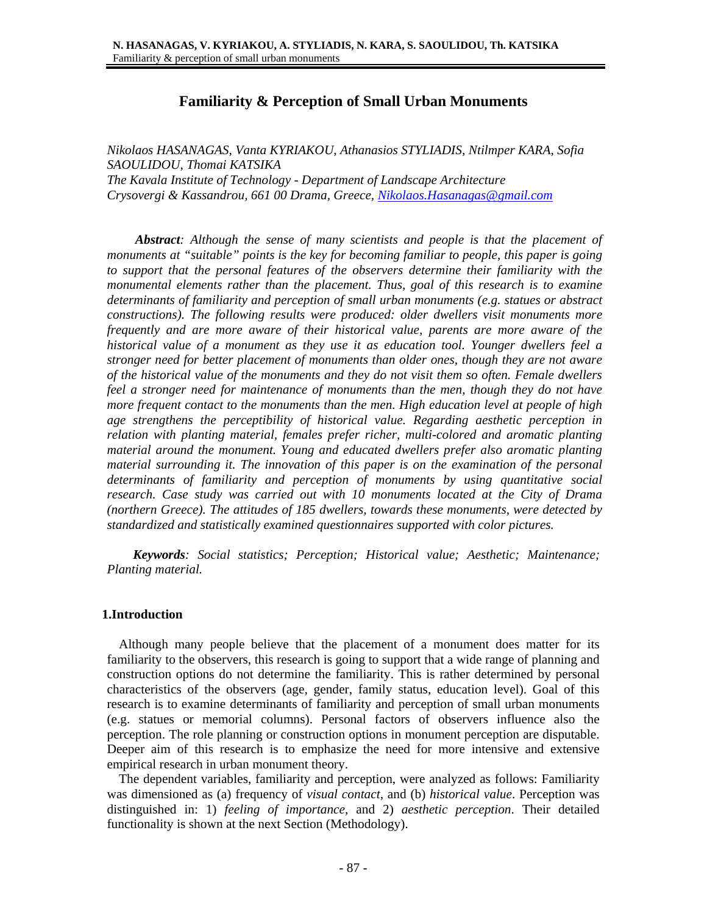# Familiarity & Perception of Small Urban Monuments

*Nikolaos HASANAGAS, Vanta KYRIAKOU, Athanasios STYLIADIS, Ntilmper KARA, Sofia SAOULIDOU, Thomai KATSIKA*
*The Kavala Institute of Technology - Department of Landscape Architecture*
*Crysovergi & Kassandrou, 661 00 Drama, Greece, Nikolaos.Hasanagas@gmail.com*

***Abstract****: Although the sense of many scientists and people is that the placement of monuments at "suitable" points is the key for becoming familiar to people, this paper is going to support that the personal features of the observers determine their familiarity with the monumental elements rather than the placement. Thus, goal of this research is to examine determinants of familiarity and perception of small urban monuments (e.g. statues or abstract constructions). The following results were produced: older dwellers visit monuments more frequently and are more aware of their historical value, parents are more aware of the historical value of a monument as they use it as education tool. Younger dwellers feel a stronger need for better placement of monuments than older ones, though they are not aware of the historical value of the monuments and they do not visit them so often. Female dwellers feel a stronger need for maintenance of monuments than the men, though they do not have more frequent contact to the monuments than the men. High education level at people of high age strengthens the perceptibility of historical value. Regarding aesthetic perception in relation with planting material, females prefer richer, multi-colored and aromatic planting material around the monument. Young and educated dwellers prefer also aromatic planting material surrounding it. The innovation of this paper is on the examination of the personal determinants of familiarity and perception of monuments by using quantitative social research. Case study was carried out with 10 monuments located at the City of Drama (northern Greece). The attitudes of 185 dwellers, towards these monuments, were detected by standardized and statistically examined questionnaires supported with color pictures.*

***Keywords****: Social statistics; Perception; Historical value; Aesthetic; Maintenance; Planting material.*

## 1.Introduction

Although many people believe that the placement of a monument does matter for its familiarity to the observers, this research is going to support that a wide range of planning and construction options do not determine the familiarity. This is rather determined by personal characteristics of the observers (age, gender, family status, education level). Goal of this research is to examine determinants of familiarity and perception of small urban monuments (e.g. statues or memorial columns). Personal factors of observers influence also the perception. The role planning or construction options in monument perception are disputable. Deeper aim of this research is to emphasize the need for more intensive and extensive empirical research in urban monument theory.

The dependent variables, familiarity and perception, were analyzed as follows: Familiarity was dimensioned as (a) frequency of *visual contact*, and (b) *historical value*. Perception was distinguished in: 1) *feeling of importance*, and 2) *aesthetic perception*. Their detailed functionality is shown at the next Section (Methodology).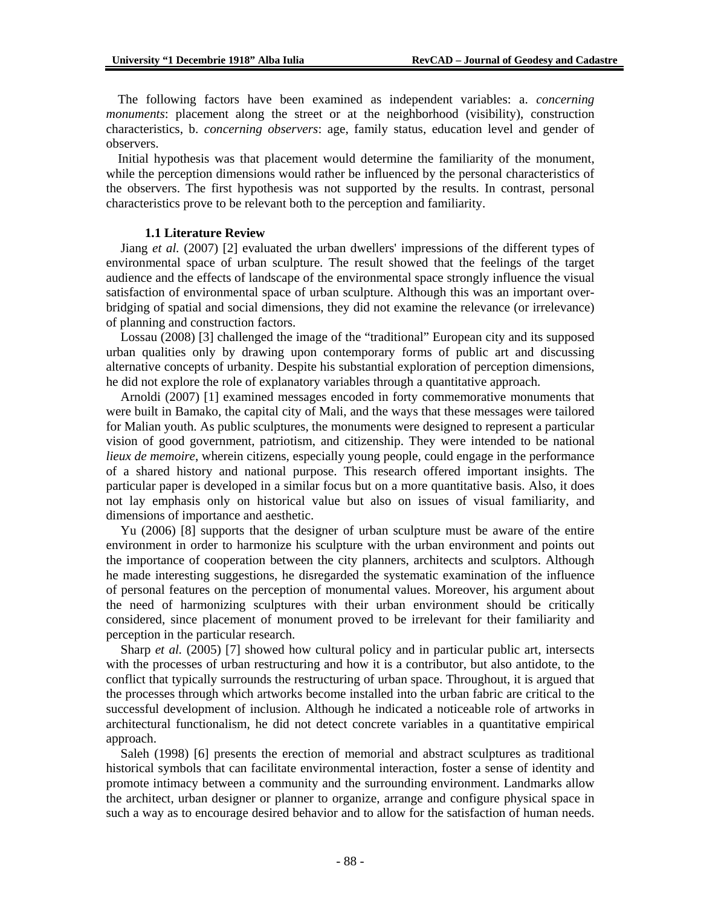The following factors have been examined as independent variables: a. *concerning monuments*: placement along the street or at the neighborhood (visibility), construction characteristics, b. *concerning observers*: age, family status, education level and gender of observers.

Initial hypothesis was that placement would determine the familiarity of the monument, while the perception dimensions would rather be influenced by the personal characteristics of the observers. The first hypothesis was not supported by the results. In contrast, personal characteristics prove to be relevant both to the perception and familiarity.

### 1.1 Literature Review

Jiang *et al.* (2007) [2] evaluated the urban dwellers' impressions of the different types of environmental space of urban sculpture. The result showed that the feelings of the target audience and the effects of landscape of the environmental space strongly influence the visual satisfaction of environmental space of urban sculpture. Although this was an important over-bridging of spatial and social dimensions, they did not examine the relevance (or irrelevance) of planning and construction factors.

Lossau (2008) [3] challenged the image of the "traditional" European city and its supposed urban qualities only by drawing upon contemporary forms of public art and discussing alternative concepts of urbanity. Despite his substantial exploration of perception dimensions, he did not explore the role of explanatory variables through a quantitative approach.

Arnoldi (2007) [1] examined messages encoded in forty commemorative monuments that were built in Bamako, the capital city of Mali, and the ways that these messages were tailored for Malian youth. As public sculptures, the monuments were designed to represent a particular vision of good government, patriotism, and citizenship. They were intended to be national *lieux de memoire*, wherein citizens, especially young people, could engage in the performance of a shared history and national purpose. This research offered important insights. The particular paper is developed in a similar focus but on a more quantitative basis. Also, it does not lay emphasis only on historical value but also on issues of visual familiarity, and dimensions of importance and aesthetic.

Yu (2006) [8] supports that the designer of urban sculpture must be aware of the entire environment in order to harmonize his sculpture with the urban environment and points out the importance of cooperation between the city planners, architects and sculptors. Although he made interesting suggestions, he disregarded the systematic examination of the influence of personal features on the perception of monumental values. Moreover, his argument about the need of harmonizing sculptures with their urban environment should be critically considered, since placement of monument proved to be irrelevant for their familiarity and perception in the particular research.

Sharp *et al.* (2005) [7] showed how cultural policy and in particular public art, intersects with the processes of urban restructuring and how it is a contributor, but also antidote, to the conflict that typically surrounds the restructuring of urban space. Throughout, it is argued that the processes through which artworks become installed into the urban fabric are critical to the successful development of inclusion. Although he indicated a noticeable role of artworks in architectural functionalism, he did not detect concrete variables in a quantitative empirical approach.

Saleh (1998) [6] presents the erection of memorial and abstract sculptures as traditional historical symbols that can facilitate environmental interaction, foster a sense of identity and promote intimacy between a community and the surrounding environment. Landmarks allow the architect, urban designer or planner to organize, arrange and configure physical space in such a way as to encourage desired behavior and to allow for the satisfaction of human needs.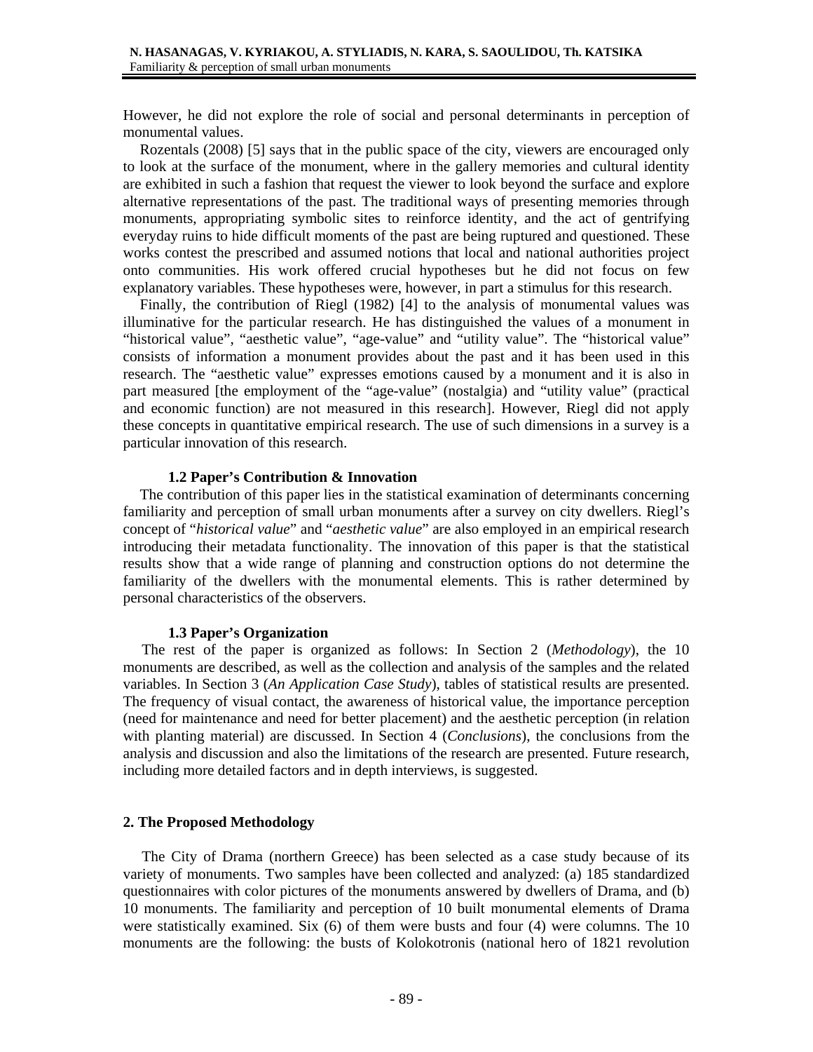However, he did not explore the role of social and personal determinants in perception of monumental values.

Rozentals (2008) [5] says that in the public space of the city, viewers are encouraged only to look at the surface of the monument, where in the gallery memories and cultural identity are exhibited in such a fashion that request the viewer to look beyond the surface and explore alternative representations of the past. The traditional ways of presenting memories through monuments, appropriating symbolic sites to reinforce identity, and the act of gentrifying everyday ruins to hide difficult moments of the past are being ruptured and questioned. These works contest the prescribed and assumed notions that local and national authorities project onto communities. His work offered crucial hypotheses but he did not focus on few explanatory variables. These hypotheses were, however, in part a stimulus for this research.

Finally, the contribution of Riegl (1982) [4] to the analysis of monumental values was illuminative for the particular research. He has distinguished the values of a monument in "historical value", "aesthetic value", "age-value" and "utility value". The "historical value" consists of information a monument provides about the past and it has been used in this research. The "aesthetic value" expresses emotions caused by a monument and it is also in part measured [the employment of the "age-value" (nostalgia) and "utility value" (practical and economic function) are not measured in this research]. However, Riegl did not apply these concepts in quantitative empirical research. The use of such dimensions in a survey is a particular innovation of this research.

### 1.2 Paper's Contribution & Innovation

The contribution of this paper lies in the statistical examination of determinants concerning familiarity and perception of small urban monuments after a survey on city dwellers. Riegl's concept of "*historical value*" and "*aesthetic value*" are also employed in an empirical research introducing their metadata functionality. The innovation of this paper is that the statistical results show that a wide range of planning and construction options do not determine the familiarity of the dwellers with the monumental elements. This is rather determined by personal characteristics of the observers.

### 1.3 Paper's Organization

The rest of the paper is organized as follows: In Section 2 (*Methodology*), the 10 monuments are described, as well as the collection and analysis of the samples and the related variables. In Section 3 (*An Application Case Study*), tables of statistical results are presented. The frequency of visual contact, the awareness of historical value, the importance perception (need for maintenance and need for better placement) and the aesthetic perception (in relation with planting material) are discussed. In Section 4 (*Conclusions*), the conclusions from the analysis and discussion and also the limitations of the research are presented. Future research, including more detailed factors and in depth interviews, is suggested.

## 2. The Proposed Methodology

The City of Drama (northern Greece) has been selected as a case study because of its variety of monuments. Two samples have been collected and analyzed: (a) 185 standardized questionnaires with color pictures of the monuments answered by dwellers of Drama, and (b) 10 monuments. The familiarity and perception of 10 built monumental elements of Drama were statistically examined. Six (6) of them were busts and four (4) were columns. The 10 monuments are the following: the busts of Kolokotronis (national hero of 1821 revolution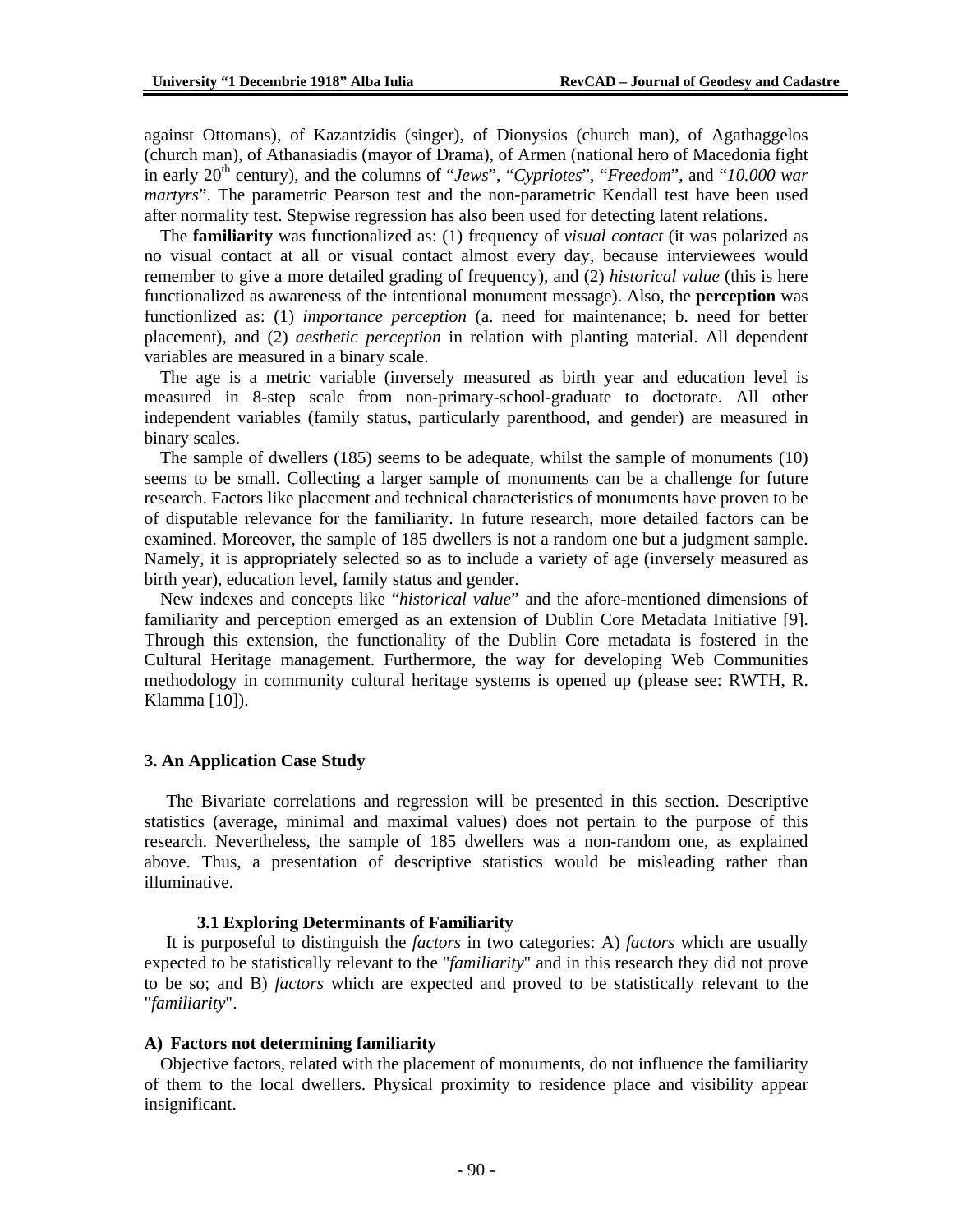against Ottomans), of Kazantzidis (singer), of Dionysios (church man), of Agathaggelos (church man), of Athanasiadis (mayor of Drama), of Armen (national hero of Macedonia fight in early 20$^{th}$ century), and the columns of "*Jews*", "*Cypriotes*", "*Freedom*", and "*10.000 war martyrs*". The parametric Pearson test and the non-parametric Kendall test have been used after normality test. Stepwise regression has also been used for detecting latent relations.

The **familiarity** was functionalized as: (1) frequency of *visual contact* (it was polarized as no visual contact at all or visual contact almost every day, because interviewees would remember to give a more detailed grading of frequency), and (2) *historical value* (this is here functionalized as awareness of the intentional monument message). Also, the **perception** was functionlized as: (1) *importance perception* (a. need for maintenance; b. need for better placement), and (2) *aesthetic perception* in relation with planting material. All dependent variables are measured in a binary scale.

The age is a metric variable (inversely measured as birth year and education level is measured in 8-step scale from non-primary-school-graduate to doctorate. All other independent variables (family status, particularly parenthood, and gender) are measured in binary scales.

The sample of dwellers (185) seems to be adequate, whilst the sample of monuments (10) seems to be small. Collecting a larger sample of monuments can be a challenge for future research. Factors like placement and technical characteristics of monuments have proven to be of disputable relevance for the familiarity. In future research, more detailed factors can be examined. Moreover, the sample of 185 dwellers is not a random one but a judgment sample. Namely, it is appropriately selected so as to include a variety of age (inversely measured as birth year), education level, family status and gender.

New indexes and concepts like "*historical value*" and the afore-mentioned dimensions of familiarity and perception emerged as an extension of Dublin Core Metadata Initiative [9]. Through this extension, the functionality of the Dublin Core metadata is fostered in the Cultural Heritage management. Furthermore, the way for developing Web Communities methodology in community cultural heritage systems is opened up (please see: RWTH, R. Klamma [10]).

## 3. An Application Case Study

The Bivariate correlations and regression will be presented in this section. Descriptive statistics (average, minimal and maximal values) does not pertain to the purpose of this research. Nevertheless, the sample of 185 dwellers was a non-random one, as explained above. Thus, a presentation of descriptive statistics would be misleading rather than illuminative.

### 3.1 Exploring Determinants of Familiarity

It is purposeful to distinguish the *factors* in two categories: A) *factors* which are usually expected to be statistically relevant to the "*familiarity*" and in this research they did not prove to be so; and B) *factors* which are expected and proved to be statistically relevant to the "*familiarity*".

**A) Factors not determining familiarity**

Objective factors, related with the placement of monuments, do not influence the familiarity of them to the local dwellers. Physical proximity to residence place and visibility appear insignificant.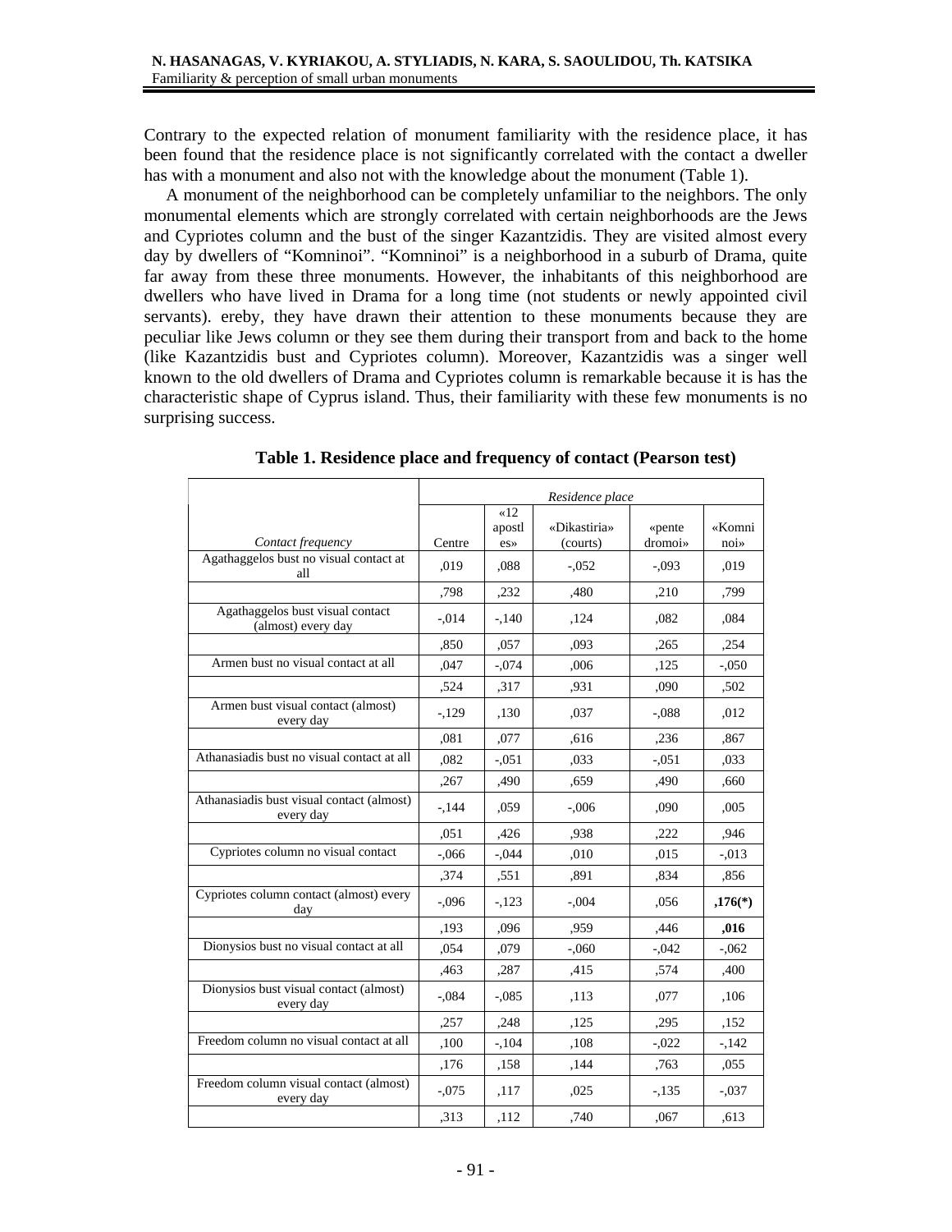Contrary to the expected relation of monument familiarity with the residence place, it has been found that the residence place is not significantly correlated with the contact a dweller has with a monument and also not with the knowledge about the monument (Table 1).

A monument of the neighborhood can be completely unfamiliar to the neighbors. The only monumental elements which are strongly correlated with certain neighborhoods are the Jews and Cypriotes column and the bust of the singer Kazantzidis. They are visited almost every day by dwellers of "Komninoi". "Komninoi" is a neighborhood in a suburb of Drama, quite far away from these three monuments. However, the inhabitants of this neighborhood are dwellers who have lived in Drama for a long time (not students or newly appointed civil servants). ereby, they have drawn their attention to these monuments because they are peculiar like Jews column or they see them during their transport from and back to the home (like Kazantzidis bust and Cypriotes column). Moreover, Kazantzidis was a singer well known to the old dwellers of Drama and Cypriotes column is remarkable because it is has the characteristic shape of Cyprus island. Thus, their familiarity with these few monuments is no surprising success.

**Table 1. Residence place and frequency of contact (Pearson test)**

| | *Residence place* | | | | |
|---|---|---|---|---|---|
| *Contact frequency* | Centre | «12 apostles» | «Dikastiria» (courts) | «pente dromoi» | «Komninoi» |
| Agathaggelos bust no visual contact at all | ,019 | ,088 | -,052 | -,093 | ,019 |
| | ,798 | ,232 | ,480 | ,210 | ,799 |
| Agathaggelos bust visual contact (almost) every day | -,014 | -,140 | ,124 | ,082 | ,084 |
| | ,850 | ,057 | ,093 | ,265 | ,254 |
| Armen bust no visual contact at all | ,047 | -,074 | ,006 | ,125 | -,050 |
| | ,524 | ,317 | ,931 | ,090 | ,502 |
| Armen bust visual contact (almost) every day | -,129 | ,130 | ,037 | -,088 | ,012 |
| | ,081 | ,077 | ,616 | ,236 | ,867 |
| Athanasiadis bust no visual contact at all | ,082 | -,051 | ,033 | -,051 | ,033 |
| | ,267 | ,490 | ,659 | ,490 | ,660 |
| Athanasiadis bust visual contact (almost) every day | -,144 | ,059 | -,006 | ,090 | ,005 |
| | ,051 | ,426 | ,938 | ,222 | ,946 |
| Cypriotes column no visual contact | -,066 | -,044 | ,010 | ,015 | -,013 |
| | ,374 | ,551 | ,891 | ,834 | ,856 |
| Cypriotes column contact (almost) every day | -,096 | -,123 | -,004 | ,056 | **,176(*)** |
| | ,193 | ,096 | ,959 | ,446 | **,016** |
| Dionysios bust no visual contact at all | ,054 | ,079 | -,060 | -,042 | -,062 |
| | ,463 | ,287 | ,415 | ,574 | ,400 |
| Dionysios bust visual contact (almost) every day | -,084 | -,085 | ,113 | ,077 | ,106 |
| | ,257 | ,248 | ,125 | ,295 | ,152 |
| Freedom column no visual contact at all | ,100 | -,104 | ,108 | -,022 | -,142 |
| | ,176 | ,158 | ,144 | ,763 | ,055 |
| Freedom column visual contact (almost) every day | -,075 | ,117 | ,025 | -,135 | -,037 |
| | ,313 | ,112 | ,740 | ,067 | ,613 |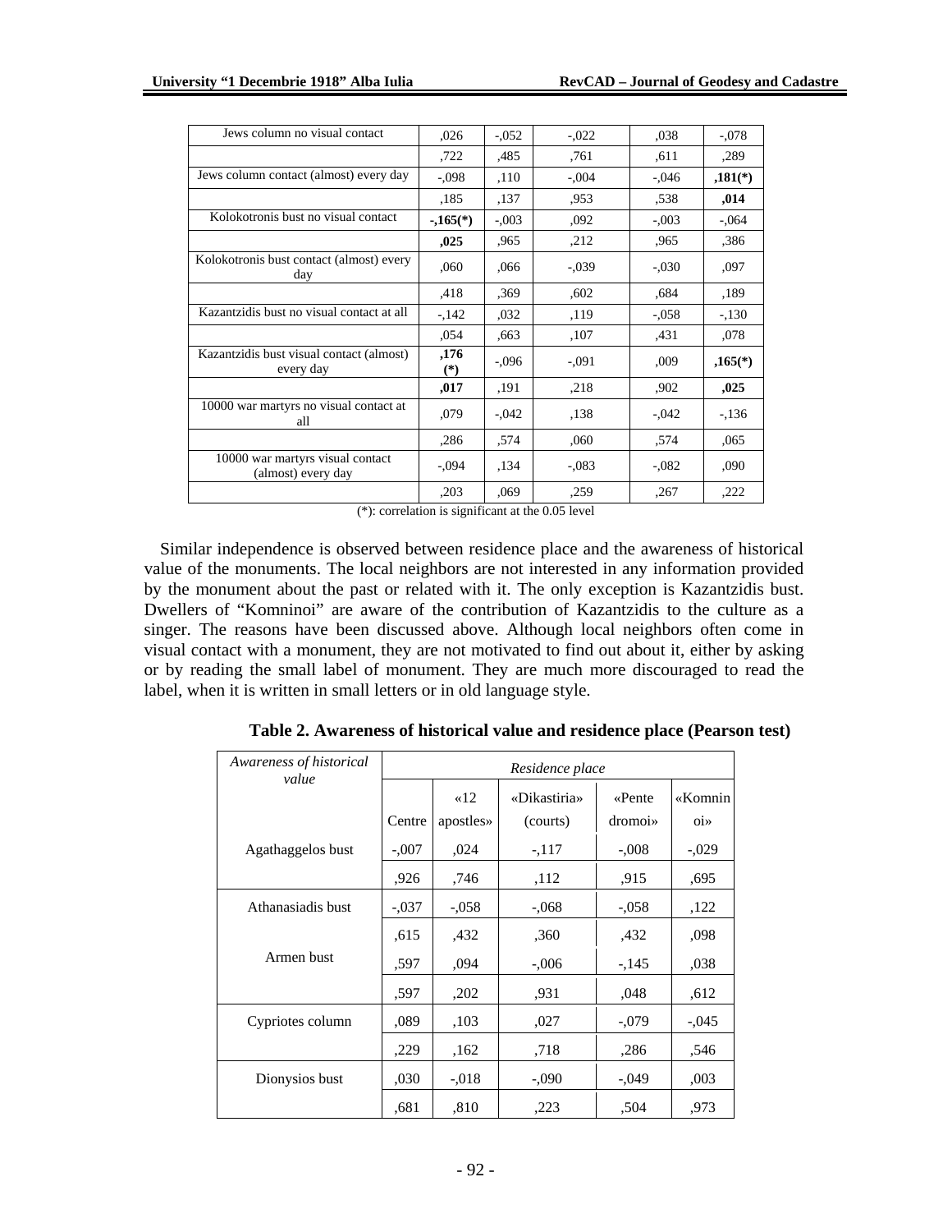| Jews column no visual contact | ,026 | -,052 | -,022 | ,038 | -,078 |
|---|---|---|---|---|---|
| | ,722 | ,485 | ,761 | ,611 | ,289 |
| Jews column contact (almost) every day | -,098 | ,110 | -,004 | -,046 | **,181(*)** |
| | ,185 | ,137 | ,953 | ,538 | **,014** |
| Kolokotronis bust no visual contact | **-,165(*)** | -,003 | ,092 | -,003 | -,064 |
| | **,025** | ,965 | ,212 | ,965 | ,386 |
| Kolokotronis bust contact (almost) every day | ,060 | ,066 | -,039 | -,030 | ,097 |
| | ,418 | ,369 | ,602 | ,684 | ,189 |
| Kazantzidis bust no visual contact at all | -,142 | ,032 | ,119 | -,058 | -,130 |
| | ,054 | ,663 | ,107 | ,431 | ,078 |
| Kazantzidis bust visual contact (almost) every day | **,176 (*)** | -,096 | -,091 | ,009 | **,165(*)** |
| | **,017** | ,191 | ,218 | ,902 | **,025** |
| 10000 war martyrs no visual contact at all | ,079 | -,042 | ,138 | -,042 | -,136 |
| | ,286 | ,574 | ,060 | ,574 | ,065 |
| 10000 war martyrs visual contact (almost) every day | -,094 | ,134 | -,083 | -,082 | ,090 |
| | ,203 | ,069 | ,259 | ,267 | ,222 |

(*): correlation is significant at the 0.05 level

Similar independence is observed between residence place and the awareness of historical value of the monuments. The local neighbors are not interested in any information provided by the monument about the past or related with it. The only exception is Kazantzidis bust. Dwellers of "Komninoi" are aware of the contribution of Kazantzidis to the culture as a singer. The reasons have been discussed above. Although local neighbors often come in visual contact with a monument, they are not motivated to find out about it, either by asking or by reading the small label of monument. They are much more discouraged to read the label, when it is written in small letters or in old language style.

**Table 2. Awareness of historical value and residence place (Pearson test)**

| *Awareness of historical value* | *Residence place* | | | | |
|---|---|---|---|---|---|
| | Centre | «12 apostles» | «Dikastiria» (courts) | «Pente dromoi» | «Komninoi» |
| Agathaggelos bust | -,007 | ,024 | -,117 | -,008 | -,029 |
| | ,926 | ,746 | ,112 | ,915 | ,695 |
| Athanasiadis bust | -,037 | -,058 | -,068 | -,058 | ,122 |
| | ,615 | ,432 | ,360 | ,432 | ,098 |
| Armen bust | ,597 | ,094 | -,006 | -,145 | ,038 |
| | ,597 | ,202 | ,931 | ,048 | ,612 |
| Cypriotes column | ,089 | ,103 | ,027 | -,079 | -,045 |
| | ,229 | ,162 | ,718 | ,286 | ,546 |
| Dionysios bust | ,030 | -,018 | -,090 | -,049 | ,003 |
| | ,681 | ,810 | ,223 | ,504 | ,973 |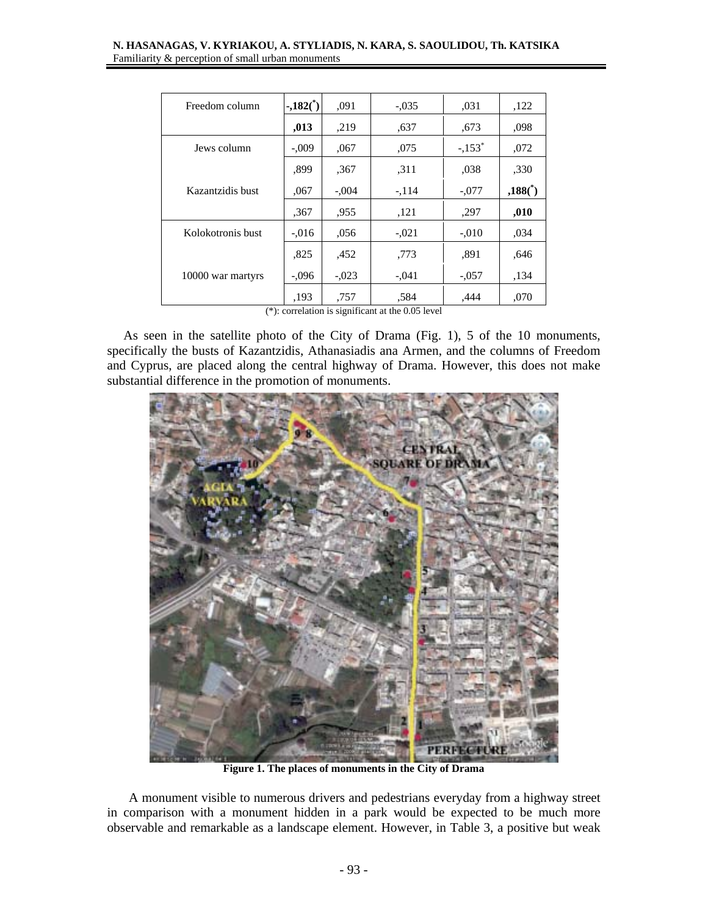| Freedom column | **-,182(*)** | ,091 | -,035 | ,031 | ,122 |
|---|---|---|---|---|---|
| | **,013** | ,219 | ,637 | ,673 | ,098 |
| Jews column | -,009 | ,067 | ,075 | -,153* | ,072 |
| | ,899 | ,367 | ,311 | ,038 | ,330 |
| Kazantzidis bust | ,067 | -,004 | -,114 | -,077 | **,188(*)** |
| | ,367 | ,955 | ,121 | ,297 | **,010** |
| Kolokotronis bust | -,016 | ,056 | -,021 | -,010 | ,034 |
| | ,825 | ,452 | ,773 | ,891 | ,646 |
| 10000 war martyrs | -,096 | -,023 | -,041 | -,057 | ,134 |
| | ,193 | ,757 | ,584 | ,444 | ,070 |

(*): correlation is significant at the 0.05 level

As seen in the satellite photo of the City of Drama (Fig. 1), 5 of the 10 monuments, specifically the busts of Kazantzidis, Athanasiadis ana Armen, and the columns of Freedom and Cyprus, are placed along the central highway of Drama. However, this does not make substantial difference in the promotion of monuments.

**Figure 1. The places of monuments in the City of Drama**

A monument visible to numerous drivers and pedestrians everyday from a highway street in comparison with a monument hidden in a park would be expected to be much more observable and remarkable as a landscape element. However, in Table 3, a positive but weak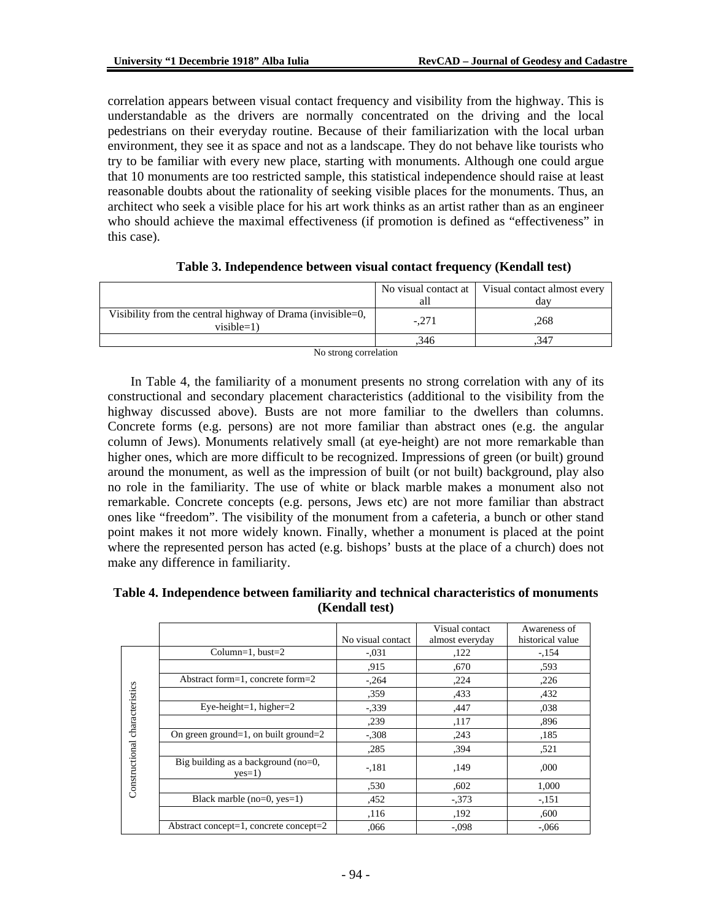correlation appears between visual contact frequency and visibility from the highway. This is understandable as the drivers are normally concentrated on the driving and the local pedestrians on their everyday routine. Because of their familiarization with the local urban environment, they see it as space and not as a landscape. They do not behave like tourists who try to be familiar with every new place, starting with monuments. Although one could argue that 10 monuments are too restricted sample, this statistical independence should raise at least reasonable doubts about the rationality of seeking visible places for the monuments. Thus, an architect who seek a visible place for his art work thinks as an artist rather than as an engineer who should achieve the maximal effectiveness (if promotion is defined as "effectiveness" in this case).

**Table 3. Independence between visual contact frequency (Kendall test)**

| | No visual contact at all | Visual contact almost every day |
|---|---|---|
| Visibility from the central highway of Drama (invisible=0, visible=1) | -,271 | ,268 |
| | ,346 | ,347 |

No strong correlation

In Table 4, the familiarity of a monument presents no strong correlation with any of its constructional and secondary placement characteristics (additional to the visibility from the highway discussed above). Busts are not more familiar to the dwellers than columns. Concrete forms (e.g. persons) are not more familiar than abstract ones (e.g. the angular column of Jews). Monuments relatively small (at eye-height) are not more remarkable than higher ones, which are more difficult to be recognized. Impressions of green (or built) ground around the monument, as well as the impression of built (or not built) background, play also no role in the familiarity. The use of white or black marble makes a monument also not remarkable. Concrete concepts (e.g. persons, Jews etc) are not more familiar than abstract ones like "freedom". The visibility of the monument from a cafeteria, a bunch or other stand point makes it not more widely known. Finally, whether a monument is placed at the point where the represented person has acted (e.g. bishops' busts at the place of a church) does not make any difference in familiarity.

**Table 4. Independence between familiarity and technical characteristics of monuments (Kendall test)**

| | | No visual contact | Visual contact almost everyday | Awareness of historical value |
|---|---|---|---|---|
| Constructional characteristics | Column=1, bust=2 | -,031 | ,122 | -,154 |
| | | ,915 | ,670 | ,593 |
| | Abstract form=1, concrete form=2 | -,264 | ,224 | ,226 |
| | | ,359 | ,433 | ,432 |
| | Eye-height=1, higher=2 | -,339 | ,447 | ,038 |
| | | ,239 | ,117 | ,896 |
| | On green ground=1, on built ground=2 | -,308 | ,243 | ,185 |
| | | ,285 | ,394 | ,521 |
| | Big building as a background (no=0, yes=1) | -,181 | ,149 | ,000 |
| | | ,530 | ,602 | 1,000 |
| | Black marble (no=0, yes=1) | ,452 | -,373 | -,151 |
| | | ,116 | ,192 | ,600 |
| | Abstract concept=1, concrete concept=2 | ,066 | -,098 | -,066 |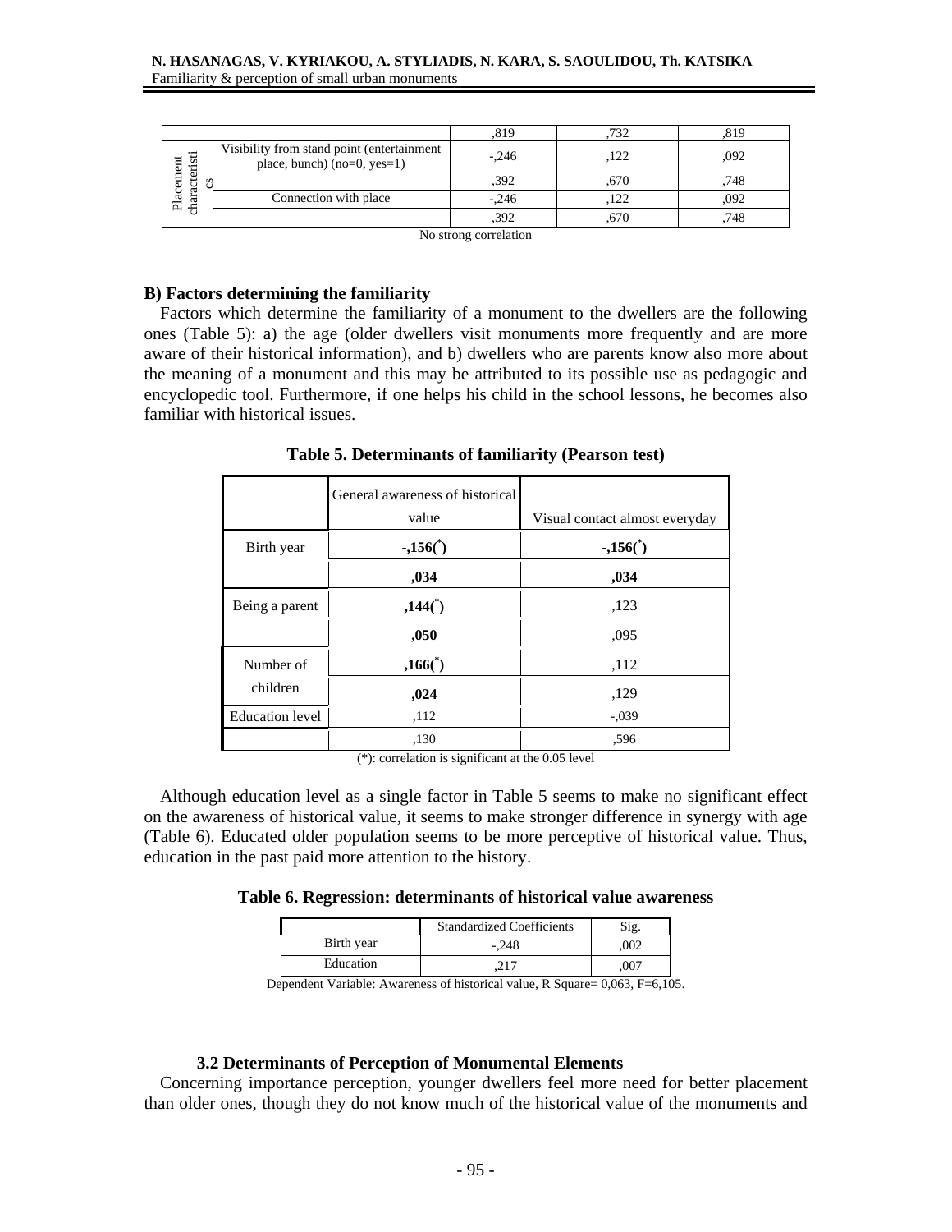| | | ,819 | ,732 | ,819 |
|---|---|---|---|---|
| Placement characteristics | Visibility from stand point (entertainment place, bunch) (no=0, yes=1) | -,246 | ,122 | ,092 |
| | | ,392 | ,670 | ,748 |
| | Connection with place | -,246 | ,122 | ,092 |
| | | ,392 | ,670 | ,748 |

No strong correlation

**B) Factors determining the familiarity**

Factors which determine the familiarity of a monument to the dwellers are the following ones (Table 5): a) the age (older dwellers visit monuments more frequently and are more aware of their historical information), and b) dwellers who are parents know also more about the meaning of a monument and this may be attributed to its possible use as pedagogic and encyclopedic tool. Furthermore, if one helps his child in the school lessons, he becomes also familiar with historical issues.

**Table 5. Determinants of familiarity (Pearson test)**

| | General awareness of historical value | Visual contact almost everyday |
|---|---|---|
| Birth year | **-,156(*)** | **-,156(*)** |
| | **,034** | **,034** |
| Being a parent | **,144(*)** | ,123 |
| | **,050** | ,095 |
| Number of children | **,166(*)** | ,112 |
| | **,024** | ,129 |
| Education level | ,112 | -,039 |
| | ,130 | ,596 |

(*): correlation is significant at the 0.05 level

Although education level as a single factor in Table 5 seems to make no significant effect on the awareness of historical value, it seems to make stronger difference in synergy with age (Table 6). Educated older population seems to be more perceptive of historical value. Thus, education in the past paid more attention to the history.

**Table 6. Regression: determinants of historical value awareness**

| | Standardized Coefficients | Sig. |
|---|---|---|
| Birth year | -,248 | ,002 |
| Education | ,217 | ,007 |

Dependent Variable: Awareness of historical value, R Square= 0,063, F=6,105.

### 3.2 Determinants of Perception of Monumental Elements

Concerning importance perception, younger dwellers feel more need for better placement than older ones, though they do not know much of the historical value of the monuments and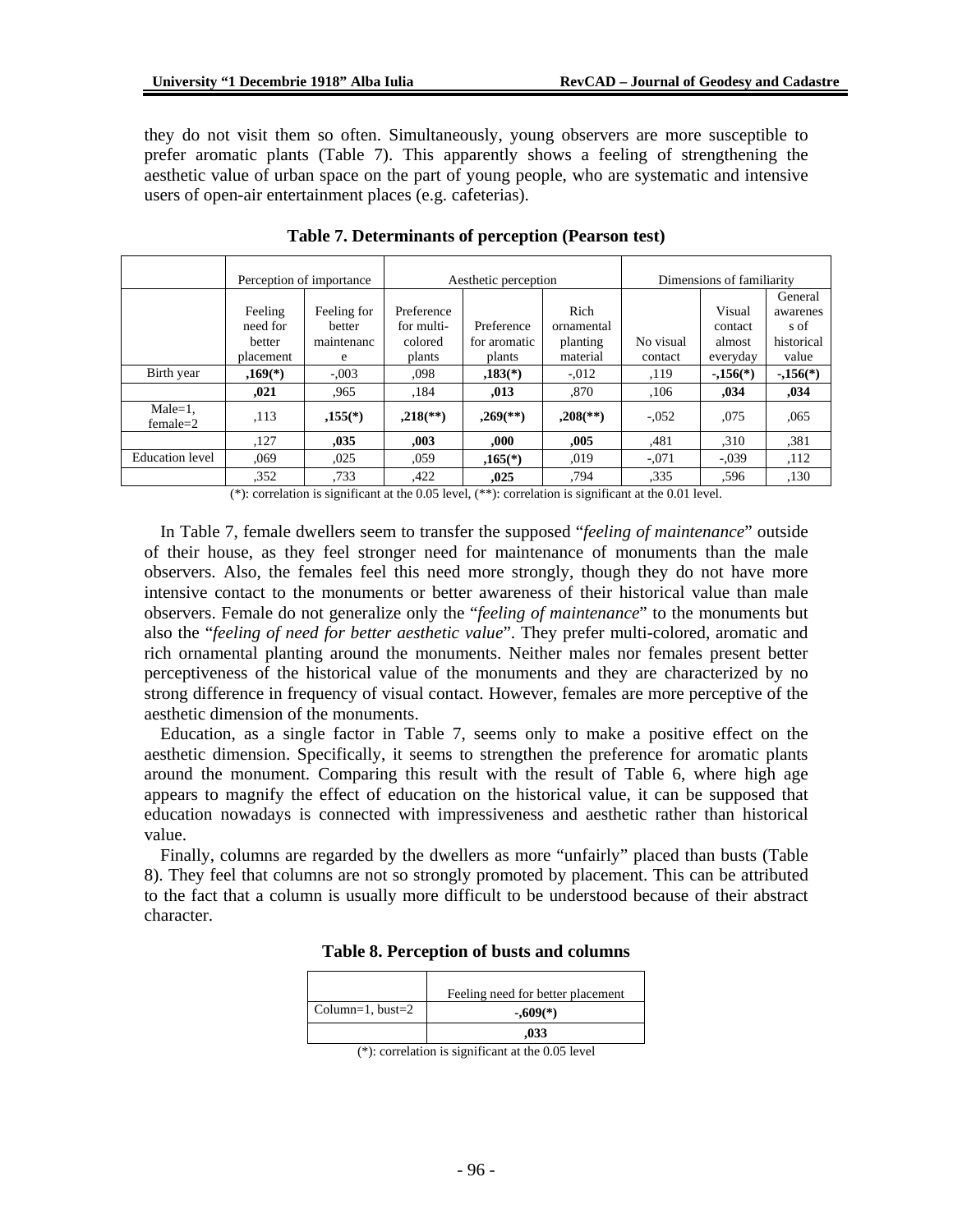they do not visit them so often. Simultaneously, young observers are more susceptible to prefer aromatic plants (Table 7). This apparently shows a feeling of strengthening the aesthetic value of urban space on the part of young people, who are systematic and intensive users of open-air entertainment places (e.g. cafeterias).

**Table 7. Determinants of perception (Pearson test)**

| | Perception of importance | | Aesthetic perception | | | Dimensions of familiarity | | |
|---|---|---|---|---|---|---|---|---|
| | Feeling need for better placement | Feeling for better maintenance | Preference for multi-colored plants | Preference for aromatic plants | Rich ornamental planting material | No visual contact | Visual contact almost everyday | General awareness of historical value |
| Birth year | **,169(\*)** | -,003 | ,098 | **,183(\*)** | -,012 | ,119 | **-,156(\*)** | **-,156(\*)** |
| | **,021** | ,965 | ,184 | **,013** | ,870 | ,106 | **,034** | **,034** |
| Male=1, female=2 | ,113 | **,155(\*)** | **,218(\*\*)** | **,269(\*\*)** | **,208(\*\*)** | -,052 | ,075 | ,065 |
| | ,127 | **,035** | **,003** | **,000** | **,005** | ,481 | ,310 | ,381 |
| Education level | ,069 | ,025 | ,059 | **,165(\*)** | ,019 | -,071 | -,039 | ,112 |
| | ,352 | ,733 | ,422 | **,025** | ,794 | ,335 | ,596 | ,130 |

(*): correlation is significant at the 0.05 level, (**): correlation is significant at the 0.01 level.

In Table 7, female dwellers seem to transfer the supposed "*feeling of maintenance*" outside of their house, as they feel stronger need for maintenance of monuments than the male observers. Also, the females feel this need more strongly, though they do not have more intensive contact to the monuments or better awareness of their historical value than male observers. Female do not generalize only the "*feeling of maintenance*" to the monuments but also the "*feeling of need for better aesthetic value*". They prefer multi-colored, aromatic and rich ornamental planting around the monuments. Neither males nor females present better perceptiveness of the historical value of the monuments and they are characterized by no strong difference in frequency of visual contact. However, females are more perceptive of the aesthetic dimension of the monuments.

Education, as a single factor in Table 7, seems only to make a positive effect on the aesthetic dimension. Specifically, it seems to strengthen the preference for aromatic plants around the monument. Comparing this result with the result of Table 6, where high age appears to magnify the effect of education on the historical value, it can be supposed that education nowadays is connected with impressiveness and aesthetic rather than historical value.

Finally, columns are regarded by the dwellers as more "unfairly" placed than busts (Table 8). They feel that columns are not so strongly promoted by placement. This can be attributed to the fact that a column is usually more difficult to be understood because of their abstract character.

**Table 8. Perception of busts and columns**

| | Feeling need for better placement |
|---|---|
| Column=1, bust=2 | **-,609(\*)** |
| | **,033** |

(*): correlation is significant at the 0.05 level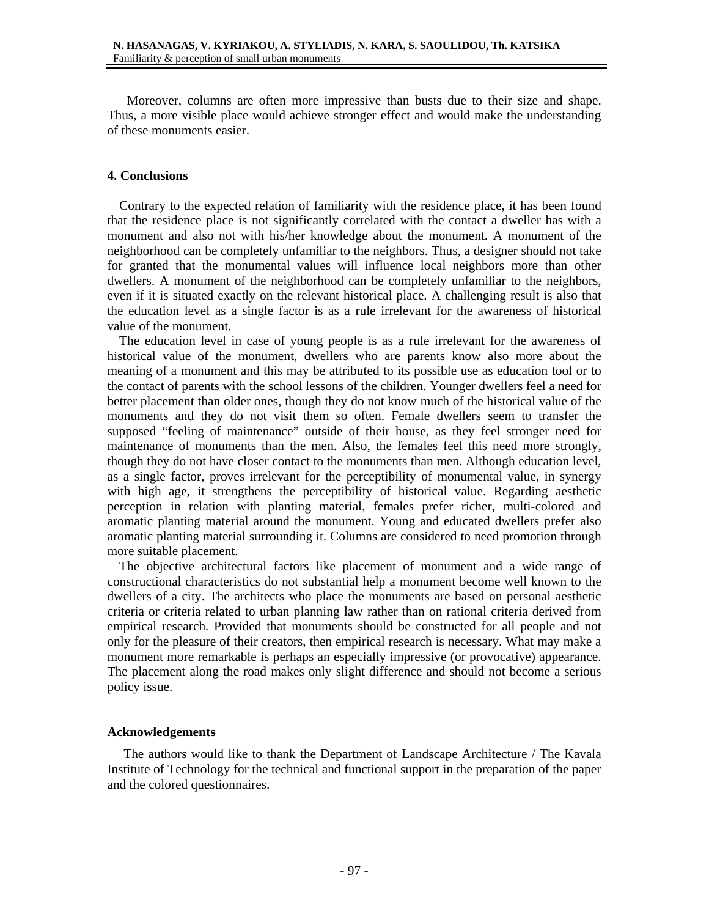Moreover, columns are often more impressive than busts due to their size and shape. Thus, a more visible place would achieve stronger effect and would make the understanding of these monuments easier.

## 4. Conclusions

Contrary to the expected relation of familiarity with the residence place, it has been found that the residence place is not significantly correlated with the contact a dweller has with a monument and also not with his/her knowledge about the monument. A monument of the neighborhood can be completely unfamiliar to the neighbors. Thus, a designer should not take for granted that the monumental values will influence local neighbors more than other dwellers. A monument of the neighborhood can be completely unfamiliar to the neighbors, even if it is situated exactly on the relevant historical place. A challenging result is also that the education level as a single factor is as a rule irrelevant for the awareness of historical value of the monument.

The education level in case of young people is as a rule irrelevant for the awareness of historical value of the monument, dwellers who are parents know also more about the meaning of a monument and this may be attributed to its possible use as education tool or to the contact of parents with the school lessons of the children. Younger dwellers feel a need for better placement than older ones, though they do not know much of the historical value of the monuments and they do not visit them so often. Female dwellers seem to transfer the supposed "feeling of maintenance" outside of their house, as they feel stronger need for maintenance of monuments than the men. Also, the females feel this need more strongly, though they do not have closer contact to the monuments than men. Although education level, as a single factor, proves irrelevant for the perceptibility of monumental value, in synergy with high age, it strengthens the perceptibility of historical value. Regarding aesthetic perception in relation with planting material, females prefer richer, multi-colored and aromatic planting material around the monument. Young and educated dwellers prefer also aromatic planting material surrounding it. Columns are considered to need promotion through more suitable placement.

The objective architectural factors like placement of monument and a wide range of constructional characteristics do not substantial help a monument become well known to the dwellers of a city. The architects who place the monuments are based on personal aesthetic criteria or criteria related to urban planning law rather than on rational criteria derived from empirical research. Provided that monuments should be constructed for all people and not only for the pleasure of their creators, then empirical research is necessary. What may make a monument more remarkable is perhaps an especially impressive (or provocative) appearance. The placement along the road makes only slight difference and should not become a serious policy issue.

## Acknowledgements

The authors would like to thank the Department of Landscape Architecture / The Kavala Institute of Technology for the technical and functional support in the preparation of the paper and the colored questionnaires.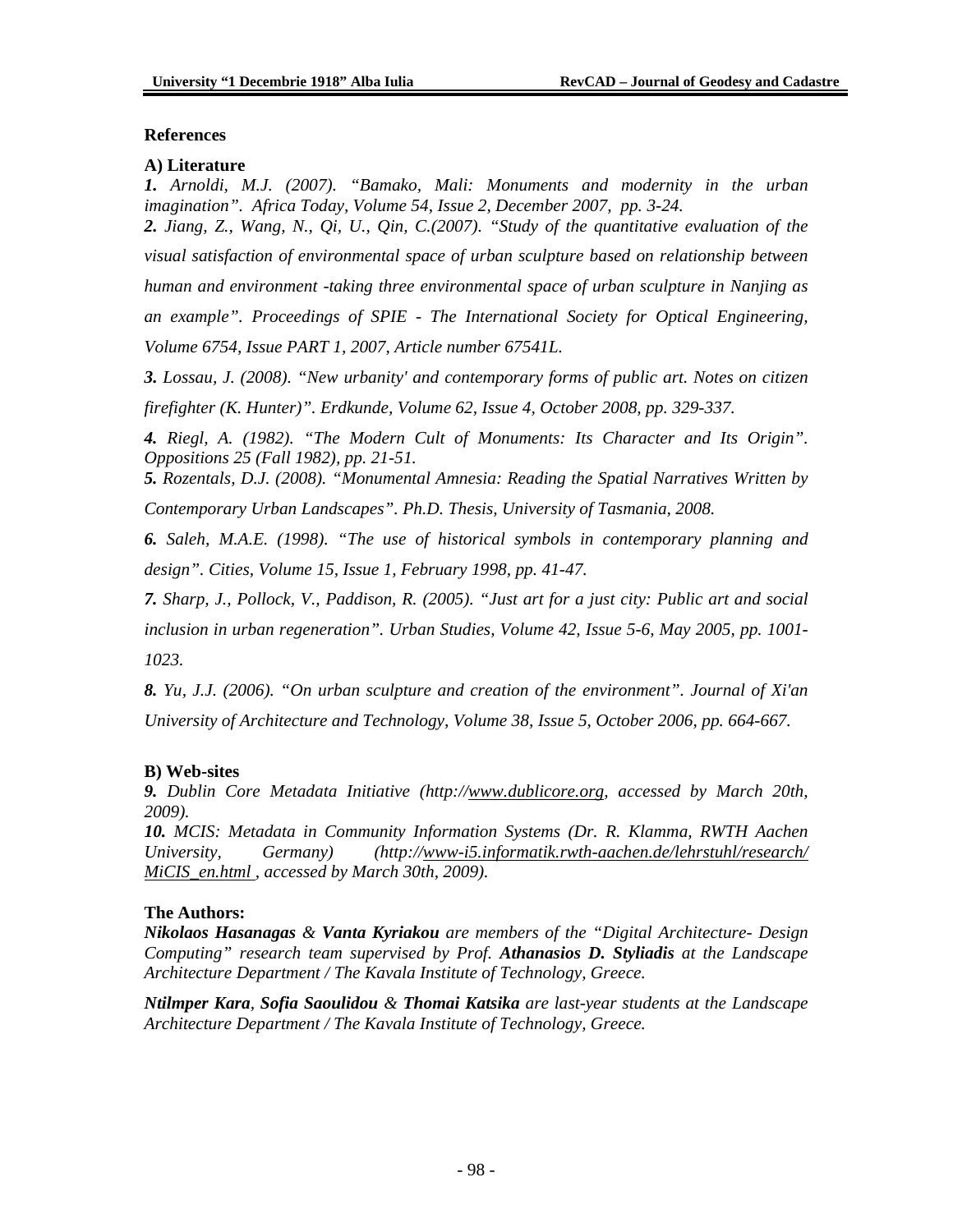## References

### A) Literature

***1.*** *Arnoldi, M.J. (2007). "Bamako, Mali: Monuments and modernity in the urban imagination". Africa Today, Volume 54, Issue 2, December 2007, pp. 3-24.*

***2.*** *Jiang, Z., Wang, N., Qi, U., Qin, C.(2007). "Study of the quantitative evaluation of the visual satisfaction of environmental space of urban sculpture based on relationship between human and environment -taking three environmental space of urban sculpture in Nanjing as an example". Proceedings of SPIE - The International Society for Optical Engineering, Volume 6754, Issue PART 1, 2007, Article number 67541L.*

***3.*** *Lossau, J. (2008). "New urbanity' and contemporary forms of public art. Notes on citizen firefighter (K. Hunter)". Erdkunde, Volume 62, Issue 4, October 2008, pp. 329-337.*

***4.*** *Riegl, A. (1982). "The Modern Cult of Monuments: Its Character and Its Origin". Oppositions 25 (Fall 1982), pp. 21-51.*

***5.*** *Rozentals, D.J. (2008). "Monumental Amnesia: Reading the Spatial Narratives Written by Contemporary Urban Landscapes". Ph.D. Thesis, University of Tasmania, 2008.*

***6.*** *Saleh, M.A.E. (1998). "The use of historical symbols in contemporary planning and design". Cities, Volume 15, Issue 1, February 1998, pp. 41-47.*

***7.*** *Sharp, J., Pollock, V., Paddison, R. (2005). "Just art for a just city: Public art and social inclusion in urban regeneration". Urban Studies, Volume 42, Issue 5-6, May 2005, pp. 1001-1023.*

***8.*** *Yu, J.J. (2006). "On urban sculpture and creation of the environment". Journal of Xi'an University of Architecture and Technology, Volume 38, Issue 5, October 2006, pp. 664-667.*

### B) Web-sites

***9.*** *Dublin Core Metadata Initiative (http://www.dublicore.org, accessed by March 20th, 2009).*

***10.*** *MCIS: Metadata in Community Information Systems (Dr. R. Klamma, RWTH Aachen University, Germany) (http://www-i5.informatik.rwth-aachen.de/lehrstuhl/research/MiCIS_en.html , accessed by March 30th, 2009).*

### The Authors:

***Nikolaos Hasanagas*** *&* ***Vanta Kyriakou*** *are members of the "Digital Architecture- Design Computing" research team supervised by Prof.* ***Athanasios D. Styliadis*** *at the Landscape Architecture Department / The Kavala Institute of Technology, Greece.*

***Ntilmper Kara****,* ***Sofia Saoulidou*** *&* ***Thomai Katsika*** *are last-year students at the Landscape Architecture Department / The Kavala Institute of Technology, Greece.*